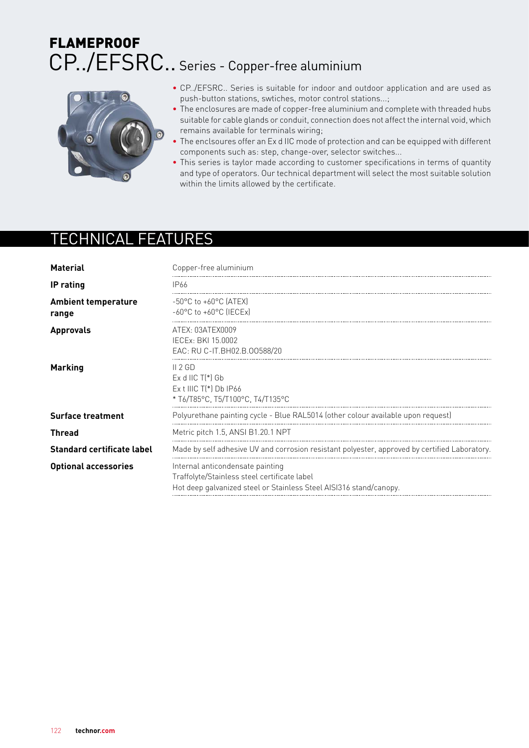# FLAMEPROOF

## CP../EFSRC.. Series - Copper-free aluminium

- CP../EFSRC.. Series is suitable for indoor and outdoor application and are used as push-button stations, swtiches, motor control stations...;
- The enclosures are made of copper-free aluminium and complete with threaded hubs suitable for cable glands or conduit, connection does not affect the internal void, which remains available for terminals wiring;
- The enclsoures offer an Ex d IIC mode of protection and can be equipped with different components such as: step, change-over, selector switches...
- This series is taylor made according to customer specifications in terms of quantity and type of operators. Our technical department will select the most suitable solution within the limits allowed by the certificate.

## TECHNICAL FEATURES

| | |
|---|---|
| **Material** | Copper-free aluminium |
| **IP rating** | IP66 |
| **Ambient temperature range** | -50°C to +60°C (ATEX)<br>-60°C to +60°C (IECEx) |
| **Approvals** | ATEX: 03ATEX0009<br>IECEx: BKI 15.0002<br>EAC: RU C-IT.BH02.B.00588/20 |
| **Marking** | II 2 GD<br>Ex d IIC T(*) Gb<br>Ex t IIIC T(*) Db IP66<br>* T6/T85°C, T5/T100°C, T4/T135°C |
| **Surface treatment** | Polyurethane painting cycle - Blue RAL5014 (other colour available upon request) |
| **Thread** | Metric pitch 1.5, ANSI B1.20.1 NPT |
| **Standard certificate label** | Made by self adhesive UV and corrosion resistant polyester, approved by certified Laboratory. |
| **Optional accessories** | Internal anticondensate painting<br>Traffolyte/Stainless steel certificate label<br>Hot deep galvanized steel or Stainless Steel AISI316 stand/canopy. |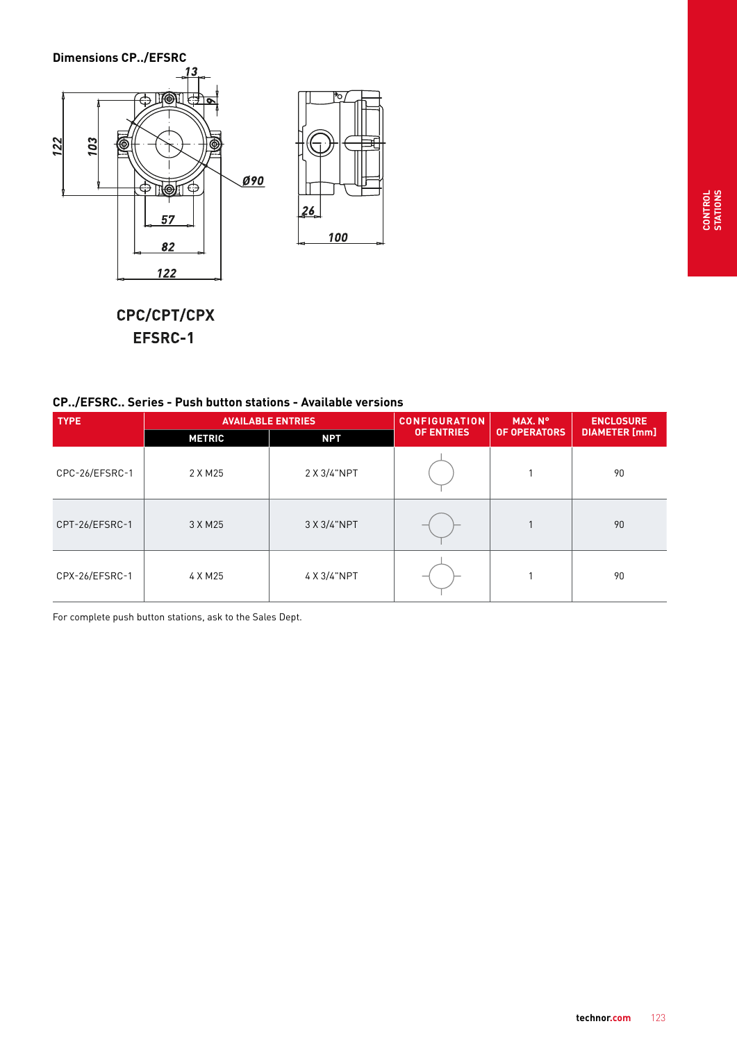### Dimensions CP../EFSRC

13

9

122

103

Ø90

57

82

122

26

100

**CPC/CPT/CPX**
**EFSRC-1**

### CP../EFSRC.. Series - Push button stations - Available versions

| TYPE | AVAILABLE ENTRIES | | CONFIGURATION OF ENTRIES | MAX. N° OF OPERATORS | ENCLOSURE DIAMETER [mm] |
|---|---|---|---|---|---|
| | METRIC | NPT | | | |
| CPC-26/EFSRC-1 | 2 X M25 | 2 X 3/4"NPT | | 1 | 90 |
| CPT-26/EFSRC-1 | 3 X M25 | 3 X 3/4"NPT | | 1 | 90 |
| CPX-26/EFSRC-1 | 4 X M25 | 4 X 3/4"NPT | | 1 | 90 |

For complete push button stations, ask to the Sales Dept.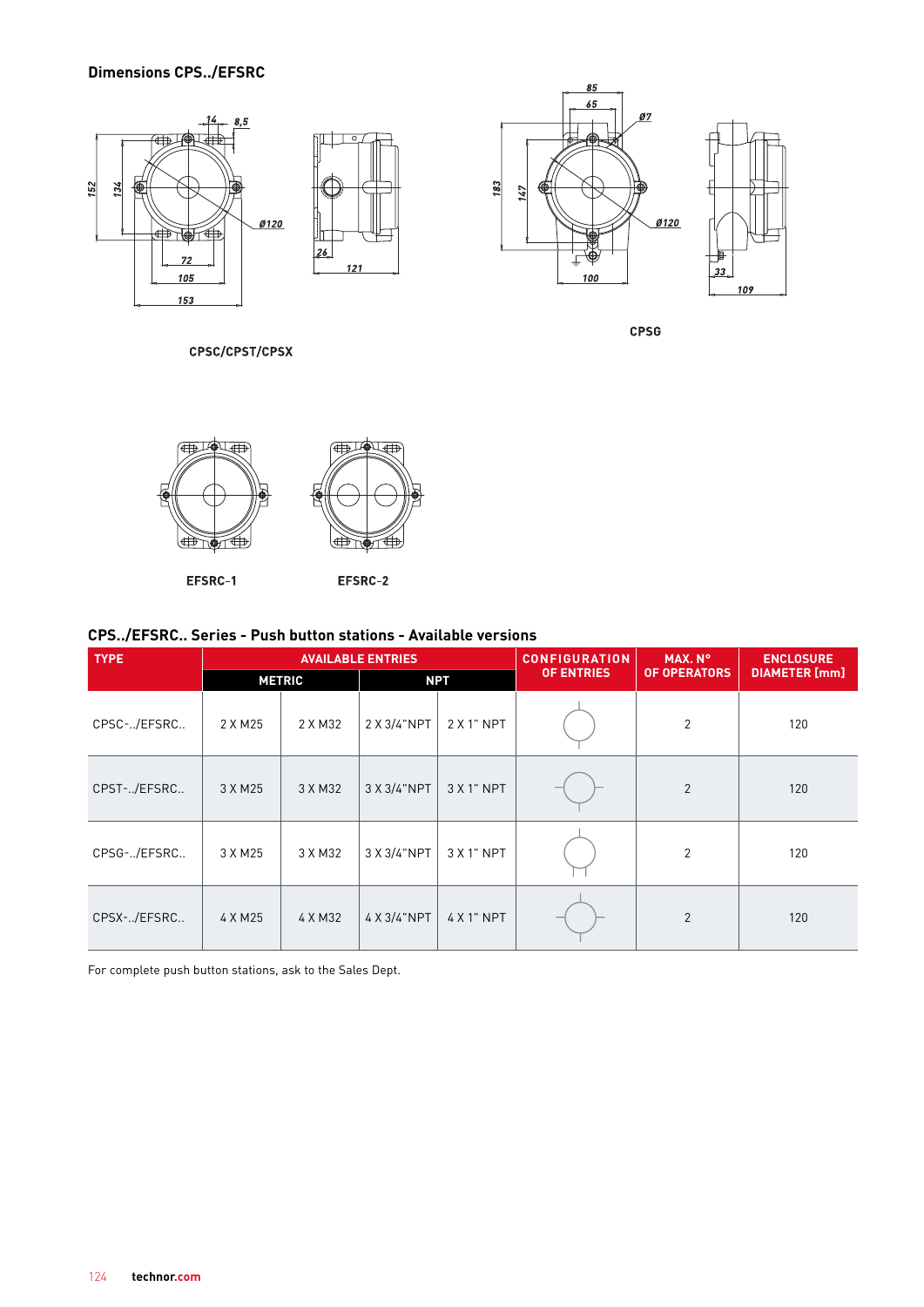## Dimensions CPS../EFSRC

CPSC/CPST/CPSX

CPSG

EFSRC-1

EFSRC-2

## CPS../EFSRC.. Series - Push button stations - Available versions

| TYPE | AVAILABLE ENTRIES | | | | CONFIGURATION OF ENTRIES | MAX. N° OF OPERATORS | ENCLOSURE DIAMETER [mm] |
|---|---|---|---|---|---|---|---|
| | METRIC | | NPT | | | | |
| CPSC-../EFSRC.. | 2 X M25 | 2 X M32 | 2 X 3/4"NPT | 2 X 1" NPT | | 2 | 120 |
| CPST-../EFSRC.. | 3 X M25 | 3 X M32 | 3 X 3/4"NPT | 3 X 1" NPT | | 2 | 120 |
| CPSG-../EFSRC.. | 3 X M25 | 3 X M32 | 3 X 3/4"NPT | 3 X 1" NPT | | 2 | 120 |
| CPSX-../EFSRC.. | 4 X M25 | 4 X M32 | 4 X 3/4"NPT | 4 X 1" NPT | | 2 | 120 |

For complete push button stations, ask to the Sales Dept.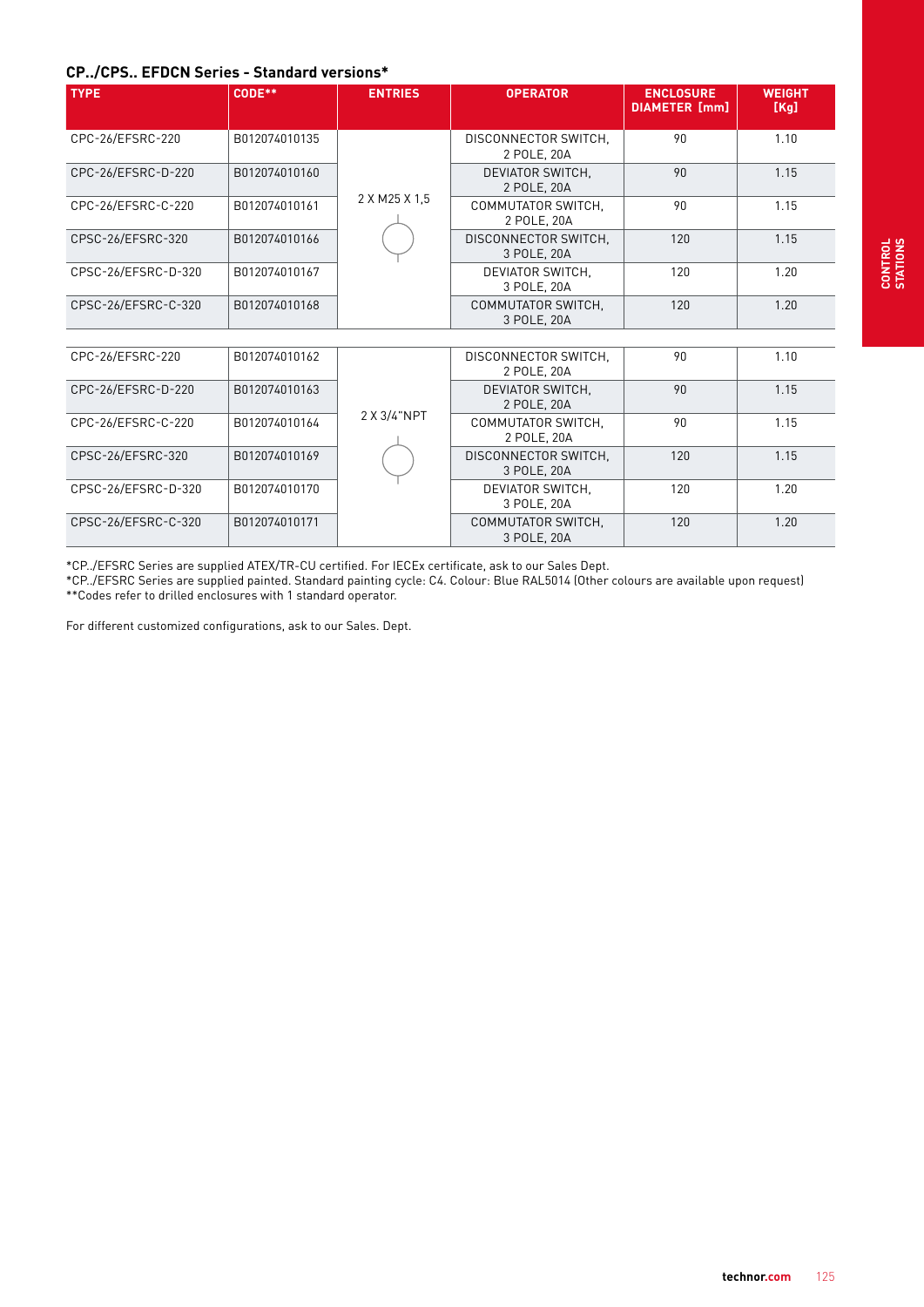### CP../CPS.. EFDCN Series - Standard versions*

| TYPE | CODE** | ENTRIES | OPERATOR | ENCLOSURE DIAMETER [mm] | WEIGHT [Kg] |
|---|---|---|---|---|---|
| CPC-26/EFSRC-220 | B012074010135 | 2 X M25 X 1,5 | DISCONNECTOR SWITCH, 2 POLE, 20A | 90 | 1.10 |
| CPC-26/EFSRC-D-220 | B012074010160 | | DEVIATOR SWITCH, 2 POLE, 20A | 90 | 1.15 |
| CPC-26/EFSRC-C-220 | B012074010161 | | COMMUTATOR SWITCH, 2 POLE, 20A | 90 | 1.15 |
| CPSC-26/EFSRC-320 | B012074010166 | | DISCONNECTOR SWITCH, 3 POLE, 20A | 120 | 1.15 |
| CPSC-26/EFSRC-D-320 | B012074010167 | | DEVIATOR SWITCH, 3 POLE, 20A | 120 | 1.20 |
| CPSC-26/EFSRC-C-320 | B012074010168 | | COMMUTATOR SWITCH, 3 POLE, 20A | 120 | 1.20 |
| CPC-26/EFSRC-220 | B012074010162 | 2 X 3/4"NPT | DISCONNECTOR SWITCH, 2 POLE, 20A | 90 | 1.10 |
| CPC-26/EFSRC-D-220 | B012074010163 | | DEVIATOR SWITCH, 2 POLE, 20A | 90 | 1.15 |
| CPC-26/EFSRC-C-220 | B012074010164 | | COMMUTATOR SWITCH, 2 POLE, 20A | 90 | 1.15 |
| CPSC-26/EFSRC-320 | B012074010169 | | DISCONNECTOR SWITCH, 3 POLE, 20A | 120 | 1.15 |
| CPSC-26/EFSRC-D-320 | B012074010170 | | DEVIATOR SWITCH, 3 POLE, 20A | 120 | 1.20 |
| CPSC-26/EFSRC-C-320 | B012074010171 | | COMMUTATOR SWITCH, 3 POLE, 20A | 120 | 1.20 |

*CP../EFSRC Series are supplied ATEX/TR-CU certified. For IECEx certificate, ask to our Sales Dept.
*CP../EFSRC Series are supplied painted. Standard painting cycle: C4. Colour: Blue RAL5014 (Other colours are available upon request)
**Codes refer to drilled enclosures with 1 standard operator.

For different customized configurations, ask to our Sales. Dept.